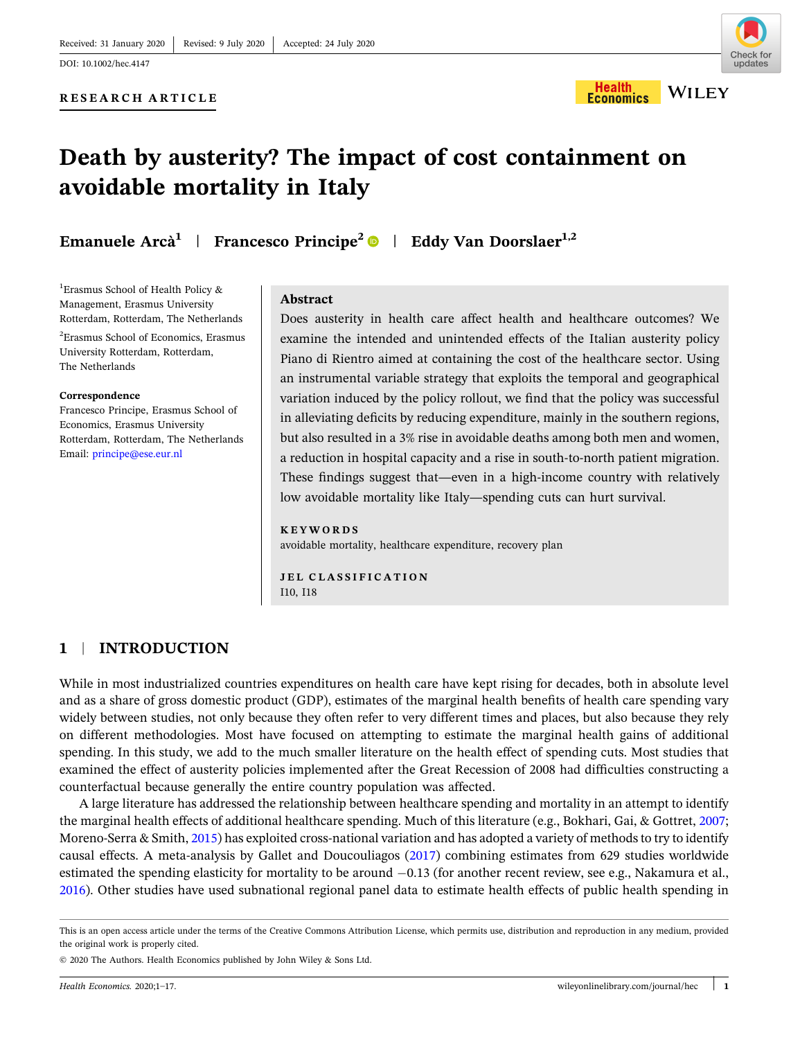Received: 31 January 2020 | Revised: 9 July 2020 | Accepted: 24 July 2020

DOI: 10.1002/hec.4147

**RESEARCH ARTICLE**

# Death by austerity? The impact of cost containment on avoidable mortality in Italy

**Emanuele Arcà**[1] | **Francesco Principe**[2] | **Eddy Van Doorslaer**[1,2]

[1]Erasmus School of Health Policy & Management, Erasmus University Rotterdam, Rotterdam, The Netherlands

[2]Erasmus School of Economics, Erasmus University Rotterdam, Rotterdam, The Netherlands

**Correspondence**
Francesco Principe, Erasmus School of Economics, Erasmus University Rotterdam, Rotterdam, The Netherlands
Email: principe@ese.eur.nl

## Abstract

Does austerity in health care affect health and healthcare outcomes? We examine the intended and unintended effects of the Italian austerity policy Piano di Rientro aimed at containing the cost of the healthcare sector. Using an instrumental variable strategy that exploits the temporal and geographical variation induced by the policy rollout, we find that the policy was successful in alleviating deficits by reducing expenditure, mainly in the southern regions, but also resulted in a 3% rise in avoidable deaths among both men and women, a reduction in hospital capacity and a rise in south-to-north patient migration. These findings suggest that—even in a high-income country with relatively low avoidable mortality like Italy—spending cuts can hurt survival.

**KEYWORDS**

avoidable mortality, healthcare expenditure, recovery plan

**JEL CLASSIFICATION**

I10, I18

## 1 | INTRODUCTION

While in most industrialized countries expenditures on health care have kept rising for decades, both in absolute level and as a share of gross domestic product (GDP), estimates of the marginal health benefits of health care spending vary widely between studies, not only because they often refer to very different times and places, but also because they rely on different methodologies. Most have focused on attempting to estimate the marginal health gains of additional spending. In this study, we add to the much smaller literature on the health effect of spending cuts. Most studies that examined the effect of austerity policies implemented after the Great Recession of 2008 had difficulties constructing a counterfactual because generally the entire country population was affected.

A large literature has addressed the relationship between healthcare spending and mortality in an attempt to identify the marginal health effects of additional healthcare spending. Much of this literature (e.g., Bokhari, Gai, & Gottret, 2007; Moreno-Serra & Smith, 2015) has exploited cross-national variation and has adopted a variety of methods to try to identify causal effects. A meta-analysis by Gallet and Doucouliagos (2017) combining estimates from 629 studies worldwide estimated the spending elasticity for mortality to be around −0.13 (for another recent review, see e.g., Nakamura et al., 2016). Other studies have used subnational regional panel data to estimate health effects of public health spending in

This is an open access article under the terms of the Creative Commons Attribution License, which permits use, distribution and reproduction in any medium, provided the original work is properly cited.

© 2020 The Authors. Health Economics published by John Wiley & Sons Ltd.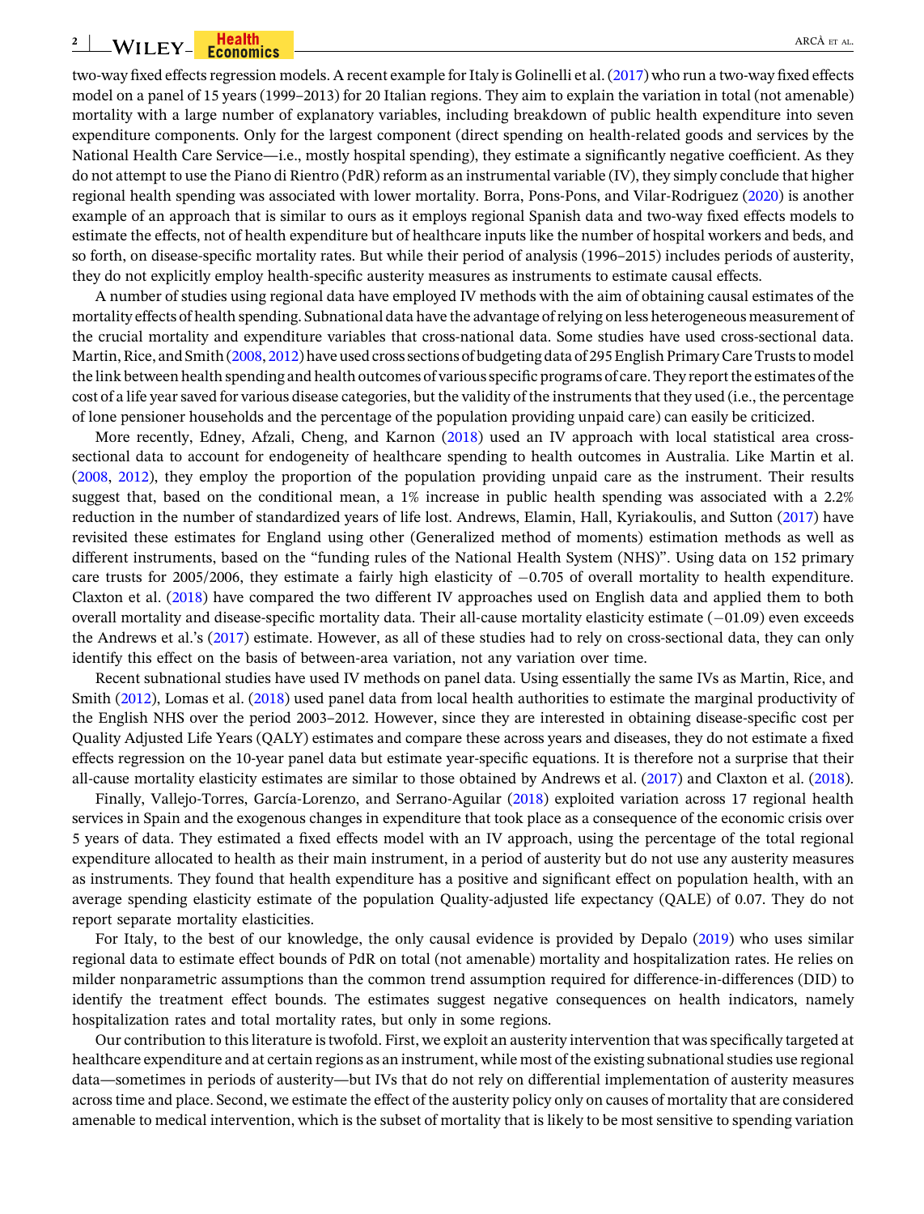two-way fixed effects regression models. A recent example for Italy is Golinelli et al. (2017) who run a two-way fixed effects model on a panel of 15 years (1999–2013) for 20 Italian regions. They aim to explain the variation in total (not amenable) mortality with a large number of explanatory variables, including breakdown of public health expenditure into seven expenditure components. Only for the largest component (direct spending on health-related goods and services by the National Health Care Service—i.e., mostly hospital spending), they estimate a significantly negative coefficient. As they do not attempt to use the Piano di Rientro (PdR) reform as an instrumental variable (IV), they simply conclude that higher regional health spending was associated with lower mortality. Borra, Pons-Pons, and Vilar-Rodriguez (2020) is another example of an approach that is similar to ours as it employs regional Spanish data and two-way fixed effects models to estimate the effects, not of health expenditure but of healthcare inputs like the number of hospital workers and beds, and so forth, on disease-specific mortality rates. But while their period of analysis (1996–2015) includes periods of austerity, they do not explicitly employ health-specific austerity measures as instruments to estimate causal effects.

A number of studies using regional data have employed IV methods with the aim of obtaining causal estimates of the mortality effects of health spending. Subnational data have the advantage of relying on less heterogeneous measurement of the crucial mortality and expenditure variables that cross-national data. Some studies have used cross-sectional data. Martin, Rice, and Smith (2008, 2012) have used cross sections of budgeting data of 295 English Primary Care Trusts to model the link between health spending and health outcomes of various specific programs of care. They report the estimates of the cost of a life year saved for various disease categories, but the validity of the instruments that they used (i.e., the percentage of lone pensioner households and the percentage of the population providing unpaid care) can easily be criticized.

More recently, Edney, Afzali, Cheng, and Karnon (2018) used an IV approach with local statistical area cross-sectional data to account for endogeneity of healthcare spending to health outcomes in Australia. Like Martin et al. (2008, 2012), they employ the proportion of the population providing unpaid care as the instrument. Their results suggest that, based on the conditional mean, a 1% increase in public health spending was associated with a 2.2% reduction in the number of standardized years of life lost. Andrews, Elamin, Hall, Kyriakoulis, and Sutton (2017) have revisited these estimates for England using other (Generalized method of moments) estimation methods as well as different instruments, based on the "funding rules of the National Health System (NHS)". Using data on 152 primary care trusts for 2005/2006, they estimate a fairly high elasticity of −0.705 of overall mortality to health expenditure. Claxton et al. (2018) have compared the two different IV approaches used on English data and applied them to both overall mortality and disease-specific mortality data. Their all-cause mortality elasticity estimate (−01.09) even exceeds the Andrews et al.'s (2017) estimate. However, as all of these studies had to rely on cross-sectional data, they can only identify this effect on the basis of between-area variation, not any variation over time.

Recent subnational studies have used IV methods on panel data. Using essentially the same IVs as Martin, Rice, and Smith (2012), Lomas et al. (2018) used panel data from local health authorities to estimate the marginal productivity of the English NHS over the period 2003–2012. However, since they are interested in obtaining disease-specific cost per Quality Adjusted Life Years (QALY) estimates and compare these across years and diseases, they do not estimate a fixed effects regression on the 10-year panel data but estimate year-specific equations. It is therefore not a surprise that their all-cause mortality elasticity estimates are similar to those obtained by Andrews et al. (2017) and Claxton et al. (2018).

Finally, Vallejo-Torres, García-Lorenzo, and Serrano-Aguilar (2018) exploited variation across 17 regional health services in Spain and the exogenous changes in expenditure that took place as a consequence of the economic crisis over 5 years of data. They estimated a fixed effects model with an IV approach, using the percentage of the total regional expenditure allocated to health as their main instrument, in a period of austerity but do not use any austerity measures as instruments. They found that health expenditure has a positive and significant effect on population health, with an average spending elasticity estimate of the population Quality-adjusted life expectancy (QALE) of 0.07. They do not report separate mortality elasticities.

For Italy, to the best of our knowledge, the only causal evidence is provided by Depalo (2019) who uses similar regional data to estimate effect bounds of PdR on total (not amenable) mortality and hospitalization rates. He relies on milder nonparametric assumptions than the common trend assumption required for difference-in-differences (DID) to identify the treatment effect bounds. The estimates suggest negative consequences on health indicators, namely hospitalization rates and total mortality rates, but only in some regions.

Our contribution to this literature is twofold. First, we exploit an austerity intervention that was specifically targeted at healthcare expenditure and at certain regions as an instrument, while most of the existing subnational studies use regional data—sometimes in periods of austerity—but IVs that do not rely on differential implementation of austerity measures across time and place. Second, we estimate the effect of the austerity policy only on causes of mortality that are considered amenable to medical intervention, which is the subset of mortality that is likely to be most sensitive to spending variation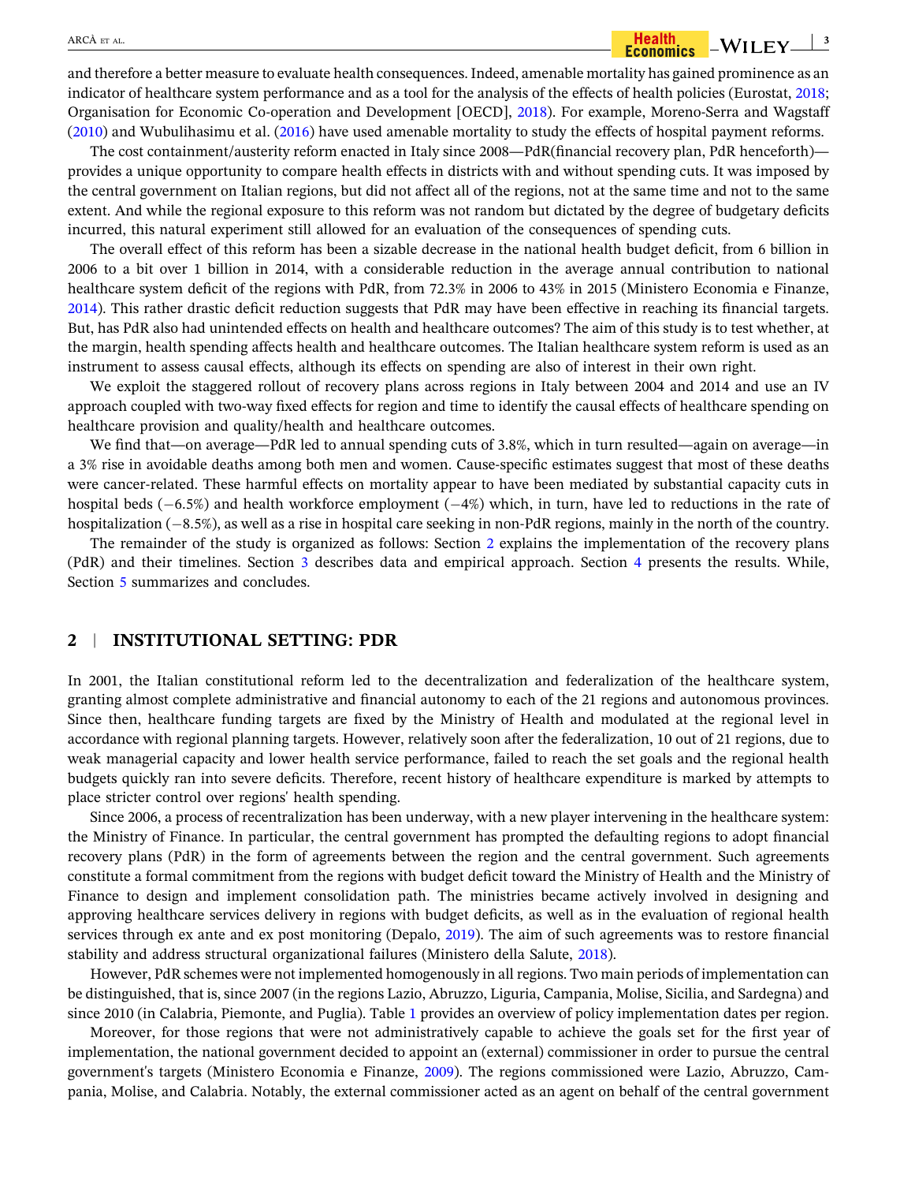and therefore a better measure to evaluate health consequences. Indeed, amenable mortality has gained prominence as an indicator of healthcare system performance and as a tool for the analysis of the effects of health policies (Eurostat, 2018; Organisation for Economic Co-operation and Development [OECD], 2018). For example, Moreno-Serra and Wagstaff (2010) and Wubulihasimu et al. (2016) have used amenable mortality to study the effects of hospital payment reforms.

The cost containment/austerity reform enacted in Italy since 2008—PdR(financial recovery plan, PdR henceforth)—provides a unique opportunity to compare health effects in districts with and without spending cuts. It was imposed by the central government on Italian regions, but did not affect all of the regions, not at the same time and not to the same extent. And while the regional exposure to this reform was not random but dictated by the degree of budgetary deficits incurred, this natural experiment still allowed for an evaluation of the consequences of spending cuts.

The overall effect of this reform has been a sizable decrease in the national health budget deficit, from 6 billion in 2006 to a bit over 1 billion in 2014, with a considerable reduction in the average annual contribution to national healthcare system deficit of the regions with PdR, from 72.3% in 2006 to 43% in 2015 (Ministero Economia e Finanze, 2014). This rather drastic deficit reduction suggests that PdR may have been effective in reaching its financial targets. But, has PdR also had unintended effects on health and healthcare outcomes? The aim of this study is to test whether, at the margin, health spending affects health and healthcare outcomes. The Italian healthcare system reform is used as an instrument to assess causal effects, although its effects on spending are also of interest in their own right.

We exploit the staggered rollout of recovery plans across regions in Italy between 2004 and 2014 and use an IV approach coupled with two-way fixed effects for region and time to identify the causal effects of healthcare spending on healthcare provision and quality/health and healthcare outcomes.

We find that—on average—PdR led to annual spending cuts of 3.8%, which in turn resulted—again on average—in a 3% rise in avoidable deaths among both men and women. Cause-specific estimates suggest that most of these deaths were cancer-related. These harmful effects on mortality appear to have been mediated by substantial capacity cuts in hospital beds (−6.5%) and health workforce employment (−4%) which, in turn, have led to reductions in the rate of hospitalization (−8.5%), as well as a rise in hospital care seeking in non-PdR regions, mainly in the north of the country.

The remainder of the study is organized as follows: Section 2 explains the implementation of the recovery plans (PdR) and their timelines. Section 3 describes data and empirical approach. Section 4 presents the results. While, Section 5 summarizes and concludes.

## 2 | INSTITUTIONAL SETTING: PDR

In 2001, the Italian constitutional reform led to the decentralization and federalization of the healthcare system, granting almost complete administrative and financial autonomy to each of the 21 regions and autonomous provinces. Since then, healthcare funding targets are fixed by the Ministry of Health and modulated at the regional level in accordance with regional planning targets. However, relatively soon after the federalization, 10 out of 21 regions, due to weak managerial capacity and lower health service performance, failed to reach the set goals and the regional health budgets quickly ran into severe deficits. Therefore, recent history of healthcare expenditure is marked by attempts to place stricter control over regions' health spending.

Since 2006, a process of recentralization has been underway, with a new player intervening in the healthcare system: the Ministry of Finance. In particular, the central government has prompted the defaulting regions to adopt financial recovery plans (PdR) in the form of agreements between the region and the central government. Such agreements constitute a formal commitment from the regions with budget deficit toward the Ministry of Health and the Ministry of Finance to design and implement consolidation path. The ministries became actively involved in designing and approving healthcare services delivery in regions with budget deficits, as well as in the evaluation of regional health services through ex ante and ex post monitoring (Depalo, 2019). The aim of such agreements was to restore financial stability and address structural organizational failures (Ministero della Salute, 2018).

However, PdR schemes were not implemented homogenously in all regions. Two main periods of implementation can be distinguished, that is, since 2007 (in the regions Lazio, Abruzzo, Liguria, Campania, Molise, Sicilia, and Sardegna) and since 2010 (in Calabria, Piemonte, and Puglia). Table 1 provides an overview of policy implementation dates per region.

Moreover, for those regions that were not administratively capable to achieve the goals set for the first year of implementation, the national government decided to appoint an (external) commissioner in order to pursue the central government's targets (Ministero Economia e Finanze, 2009). The regions commissioned were Lazio, Abruzzo, Campania, Molise, and Calabria. Notably, the external commissioner acted as an agent on behalf of the central government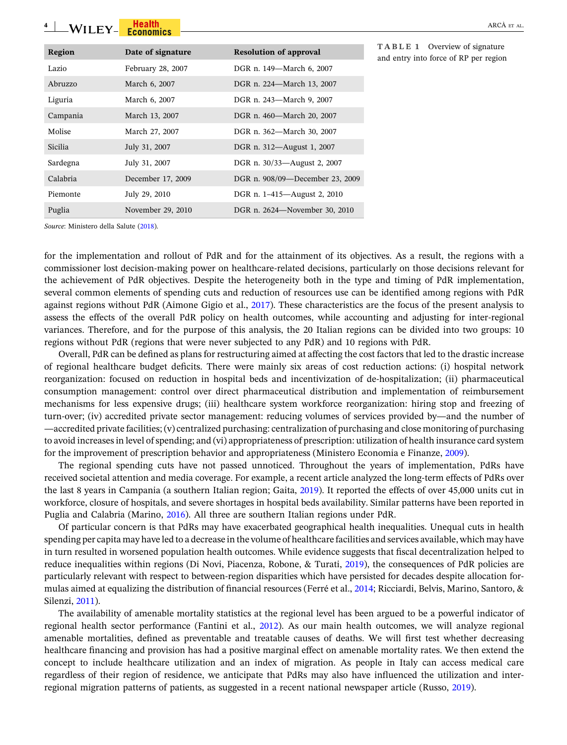**TABLE 1** Overview of signature and entry into force of RP per region

| Region | Date of signature | Resolution of approval |
|---|---|---|
| Lazio | February 28, 2007 | DGR n. 149—March 6, 2007 |
| Abruzzo | March 6, 2007 | DGR n. 224—March 13, 2007 |
| Liguria | March 6, 2007 | DGR n. 243—March 9, 2007 |
| Campania | March 13, 2007 | DGR n. 460—March 20, 2007 |
| Molise | March 27, 2007 | DGR n. 362—March 30, 2007 |
| Sicilia | July 31, 2007 | DGR n. 312—August 1, 2007 |
| Sardegna | July 31, 2007 | DGR n. 30/33—August 2, 2007 |
| Calabria | December 17, 2009 | DGR n. 908/09—December 23, 2009 |
| Piemonte | July 29, 2010 | DGR n. 1–415—August 2, 2010 |
| Puglia | November 29, 2010 | DGR n. 2624—November 30, 2010 |

*Source*: Ministero della Salute (2018).

for the implementation and rollout of PdR and for the attainment of its objectives. As a result, the regions with a commissioner lost decision-making power on healthcare-related decisions, particularly on those decisions relevant for the achievement of PdR objectives. Despite the heterogeneity both in the type and timing of PdR implementation, several common elements of spending cuts and reduction of resources use can be identified among regions with PdR against regions without PdR (Aimone Gigio et al., 2017). These characteristics are the focus of the present analysis to assess the effects of the overall PdR policy on health outcomes, while accounting and adjusting for inter-regional variances. Therefore, and for the purpose of this analysis, the 20 Italian regions can be divided into two groups: 10 regions without PdR (regions that were never subjected to any PdR) and 10 regions with PdR.

Overall, PdR can be defined as plans for restructuring aimed at affecting the cost factors that led to the drastic increase of regional healthcare budget deficits. There were mainly six areas of cost reduction actions: (i) hospital network reorganization: focused on reduction in hospital beds and incentivization of de-hospitalization; (ii) pharmaceutical consumption management: control over direct pharmaceutical distribution and implementation of reimbursement mechanisms for less expensive drugs; (iii) healthcare system workforce reorganization: hiring stop and freezing of turn-over; (iv) accredited private sector management: reducing volumes of services provided by—and the number of—accredited private facilities; (v) centralized purchasing: centralization of purchasing and close monitoring of purchasing to avoid increases in level of spending; and (vi) appropriateness of prescription: utilization of health insurance card system for the improvement of prescription behavior and appropriateness (Ministero Economia e Finanze, 2009).

The regional spending cuts have not passed unnoticed. Throughout the years of implementation, PdRs have received societal attention and media coverage. For example, a recent article analyzed the long-term effects of PdRs over the last 8 years in Campania (a southern Italian region; Gaita, 2019). It reported the effects of over 45,000 units cut in workforce, closure of hospitals, and severe shortages in hospital beds availability. Similar patterns have been reported in Puglia and Calabria (Marino, 2016). All three are southern Italian regions under PdR.

Of particular concern is that PdRs may have exacerbated geographical health inequalities. Unequal cuts in health spending per capita may have led to a decrease in the volume of healthcare facilities and services available, which may have in turn resulted in worsened population health outcomes. While evidence suggests that fiscal decentralization helped to reduce inequalities within regions (Di Novi, Piacenza, Robone, & Turati, 2019), the consequences of PdR policies are particularly relevant with respect to between-region disparities which have persisted for decades despite allocation formulas aimed at equalizing the distribution of financial resources (Ferré et al., 2014; Ricciardi, Belvis, Marino, Santoro, & Silenzi, 2011).

The availability of amenable mortality statistics at the regional level has been argued to be a powerful indicator of regional health sector performance (Fantini et al., 2012). As our main health outcomes, we will analyze regional amenable mortalities, defined as preventable and treatable causes of deaths. We will first test whether decreasing healthcare financing and provision has had a positive marginal effect on amenable mortality rates. We then extend the concept to include healthcare utilization and an index of migration. As people in Italy can access medical care regardless of their region of residence, we anticipate that PdRs may also have influenced the utilization and inter-regional migration patterns of patients, as suggested in a recent national newspaper article (Russo, 2019).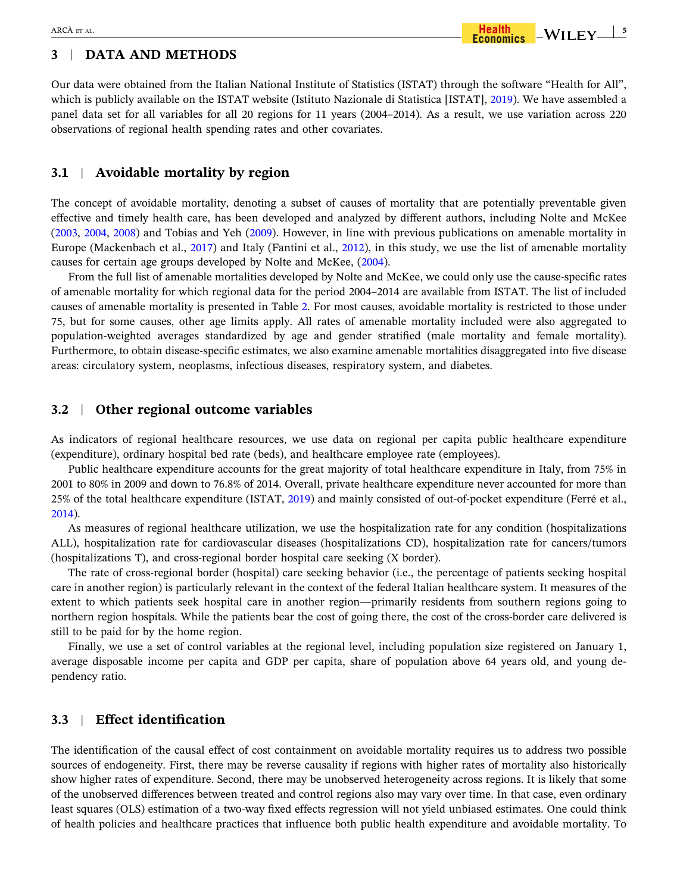## 3 | DATA AND METHODS

Our data were obtained from the Italian National Institute of Statistics (ISTAT) through the software "Health for All", which is publicly available on the ISTAT website (Istituto Nazionale di Statistica [ISTAT], 2019). We have assembled a panel data set for all variables for all 20 regions for 11 years (2004–2014). As a result, we use variation across 220 observations of regional health spending rates and other covariates.

### 3.1 | Avoidable mortality by region

The concept of avoidable mortality, denoting a subset of causes of mortality that are potentially preventable given effective and timely health care, has been developed and analyzed by different authors, including Nolte and McKee (2003, 2004, 2008) and Tobias and Yeh (2009). However, in line with previous publications on amenable mortality in Europe (Mackenbach et al., 2017) and Italy (Fantini et al., 2012), in this study, we use the list of amenable mortality causes for certain age groups developed by Nolte and McKee, (2004).

From the full list of amenable mortalities developed by Nolte and McKee, we could only use the cause-specific rates of amenable mortality for which regional data for the period 2004–2014 are available from ISTAT. The list of included causes of amenable mortality is presented in Table 2. For most causes, avoidable mortality is restricted to those under 75, but for some causes, other age limits apply. All rates of amenable mortality included were also aggregated to population-weighted averages standardized by age and gender stratified (male mortality and female mortality). Furthermore, to obtain disease-specific estimates, we also examine amenable mortalities disaggregated into five disease areas: circulatory system, neoplasms, infectious diseases, respiratory system, and diabetes.

### 3.2 | Other regional outcome variables

As indicators of regional healthcare resources, we use data on regional per capita public healthcare expenditure (expenditure), ordinary hospital bed rate (beds), and healthcare employee rate (employees).

Public healthcare expenditure accounts for the great majority of total healthcare expenditure in Italy, from 75% in 2001 to 80% in 2009 and down to 76.8% of 2014. Overall, private healthcare expenditure never accounted for more than 25% of the total healthcare expenditure (ISTAT, 2019) and mainly consisted of out-of-pocket expenditure (Ferré et al., 2014).

As measures of regional healthcare utilization, we use the hospitalization rate for any condition (hospitalizations ALL), hospitalization rate for cardiovascular diseases (hospitalizations CD), hospitalization rate for cancers/tumors (hospitalizations T), and cross-regional border hospital care seeking (X border).

The rate of cross-regional border (hospital) care seeking behavior (i.e., the percentage of patients seeking hospital care in another region) is particularly relevant in the context of the federal Italian healthcare system. It measures of the extent to which patients seek hospital care in another region—primarily residents from southern regions going to northern region hospitals. While the patients bear the cost of going there, the cost of the cross-border care delivered is still to be paid for by the home region.

Finally, we use a set of control variables at the regional level, including population size registered on January 1, average disposable income per capita and GDP per capita, share of population above 64 years old, and young dependency ratio.

### 3.3 | Effect identification

The identification of the causal effect of cost containment on avoidable mortality requires us to address two possible sources of endogeneity. First, there may be reverse causality if regions with higher rates of mortality also historically show higher rates of expenditure. Second, there may be unobserved heterogeneity across regions. It is likely that some of the unobserved differences between treated and control regions also may vary over time. In that case, even ordinary least squares (OLS) estimation of a two-way fixed effects regression will not yield unbiased estimates. One could think of health policies and healthcare practices that influence both public health expenditure and avoidable mortality. To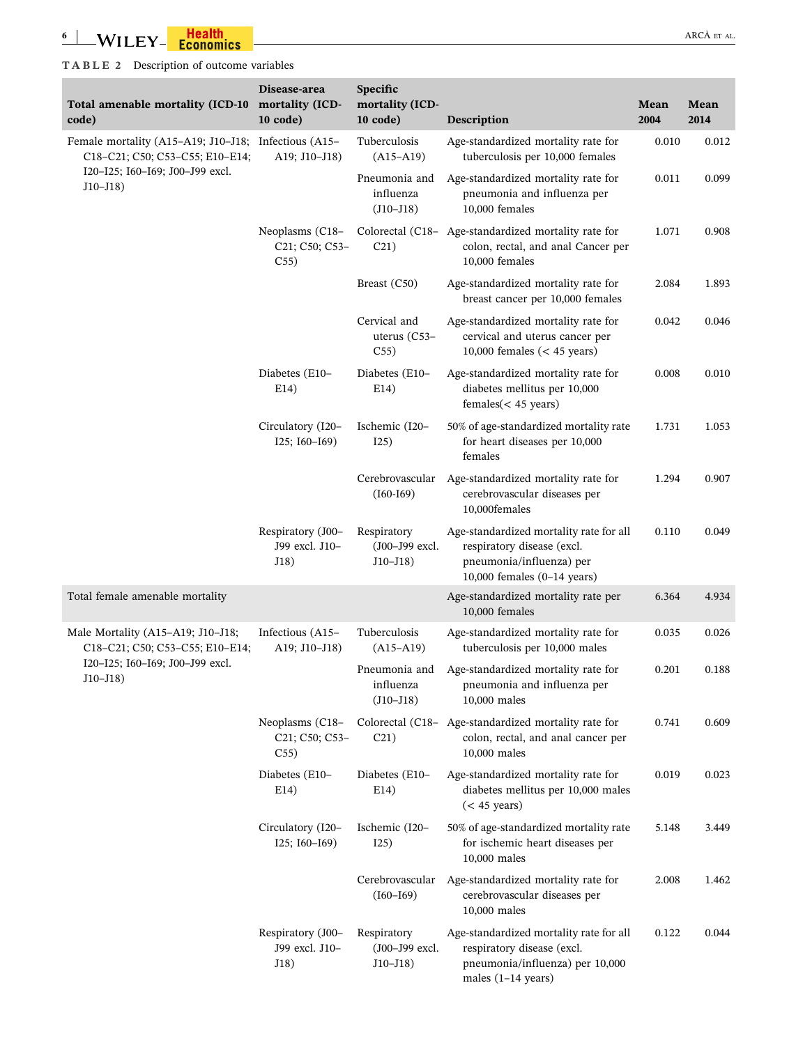TABLE 2 Description of outcome variables

| Total amenable mortality (ICD-10 code) | Disease-area mortality (ICD-10 code) | Specific mortality (ICD-10 code) | Description | Mean 2004 | Mean 2014 |
|---|---|---|---|---|---|
| Female mortality (A15–A19; J10–J18; C18–C21; C50; C53–C55; E10–E14; I20–I25; I60–I69; J00–J99 excl. J10–J18) | Infectious (A15–A19; J10–J18) | Tuberculosis (A15–A19) | Age-standardized mortality rate for tuberculosis per 10,000 females | 0.010 | 0.012 |
| | | Pneumonia and influenza (J10–J18) | Age-standardized mortality rate for pneumonia and influenza per 10,000 females | 0.011 | 0.099 |
| | Neoplasms (C18–C21; C50; C53–C55) | Colorectal (C18–C21) | Age-standardized mortality rate for colon, rectal, and anal Cancer per 10,000 females | 1.071 | 0.908 |
| | | Breast (C50) | Age-standardized mortality rate for breast cancer per 10,000 females | 2.084 | 1.893 |
| | | Cervical and uterus (C53–C55) | Age-standardized mortality rate for cervical and uterus cancer per 10,000 females (< 45 years) | 0.042 | 0.046 |
| | Diabetes (E10–E14) | Diabetes (E10–E14) | Age-standardized mortality rate for diabetes mellitus per 10,000 females(< 45 years) | 0.008 | 0.010 |
| | Circulatory (I20–I25; I60–I69) | Ischemic (I20–I25) | 50% of age-standardized mortality rate for heart diseases per 10,000 females | 1.731 | 1.053 |
| | | Cerebrovascular (I60-I69) | Age-standardized mortality rate for cerebrovascular diseases per 10,000females | 1.294 | 0.907 |
| | Respiratory (J00–J99 excl. J10–J18) | Respiratory (J00–J99 excl. J10–J18) | Age-standardized mortality rate for all respiratory disease (excl. pneumonia/influenza) per 10,000 females (0–14 years) | 0.110 | 0.049 |
| Total female amenable mortality | | | Age-standardized mortality rate per 10,000 females | 6.364 | 4.934 |
| Male Mortality (A15–A19; J10–J18; C18–C21; C50; C53–C55; E10–E14; I20–I25; I60–I69; J00–J99 excl. J10–J18) | Infectious (A15–A19; J10–J18) | Tuberculosis (A15–A19) | Age-standardized mortality rate for tuberculosis per 10,000 males | 0.035 | 0.026 |
| | | Pneumonia and influenza (J10–J18) | Age-standardized mortality rate for pneumonia and influenza per 10,000 males | 0.201 | 0.188 |
| | Neoplasms (C18–C21; C50; C53–C55) | Colorectal (C18–C21) | Age-standardized mortality rate for colon, rectal, and anal cancer per 10,000 males | 0.741 | 0.609 |
| | Diabetes (E10–E14) | Diabetes (E10–E14) | Age-standardized mortality rate for diabetes mellitus per 10,000 males (< 45 years) | 0.019 | 0.023 |
| | Circulatory (I20–I25; I60–I69) | Ischemic (I20–I25) | 50% of age-standardized mortality rate for ischemic heart diseases per 10,000 males | 5.148 | 3.449 |
| | | Cerebrovascular (I60–I69) | Age-standardized mortality rate for cerebrovascular diseases per 10,000 males | 2.008 | 1.462 |
| | Respiratory (J00–J99 excl. J10–J18) | Respiratory (J00–J99 excl. J10–J18) | Age-standardized mortality rate for all respiratory disease (excl. pneumonia/influenza) per 10,000 males (1–14 years) | 0.122 | 0.044 |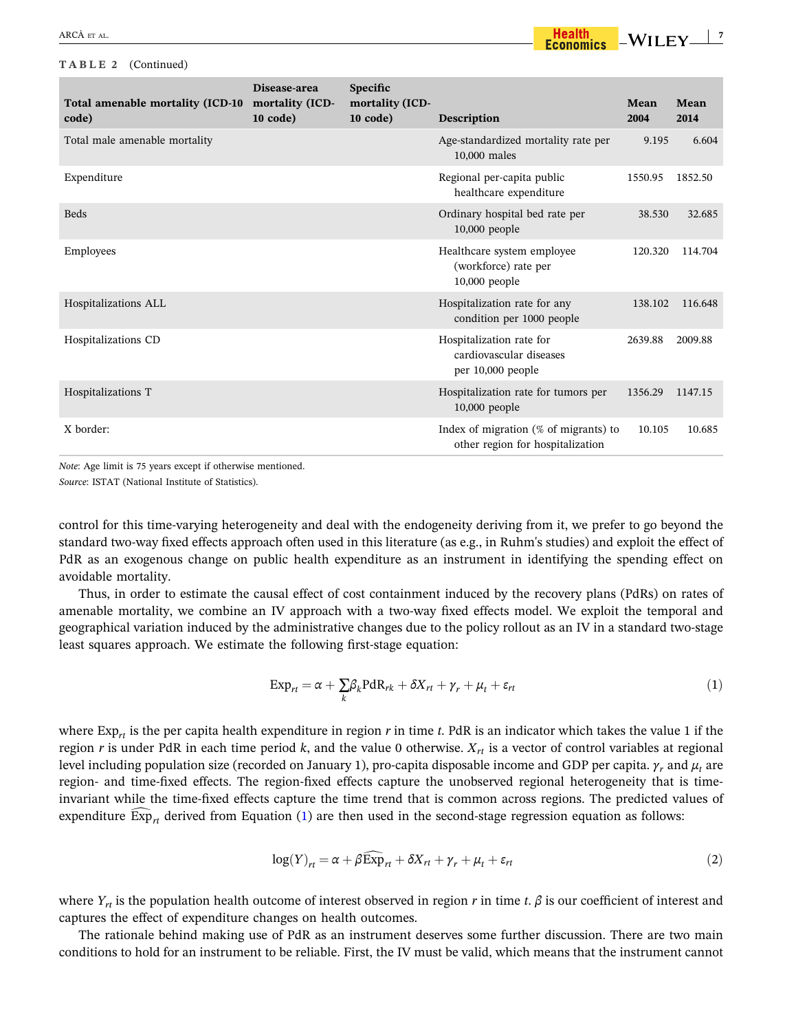**TABLE 2** (Continued)

| Total amenable mortality (ICD-10 code) | Disease-area mortality (ICD-10 code) | Specific mortality (ICD-10 code) | Description | Mean 2004 | Mean 2014 |
|---|---|---|---|---|---|
| Total male amenable mortality | | | Age-standardized mortality rate per 10,000 males | 9.195 | 6.604 |
| Expenditure | | | Regional per-capita public healthcare expenditure | 1550.95 | 1852.50 |
| Beds | | | Ordinary hospital bed rate per 10,000 people | 38.530 | 32.685 |
| Employees | | | Healthcare system employee (workforce) rate per 10,000 people | 120.320 | 114.704 |
| Hospitalizations ALL | | | Hospitalization rate for any condition per 1000 people | 138.102 | 116.648 |
| Hospitalizations CD | | | Hospitalization rate for cardiovascular diseases per 10,000 people | 2639.88 | 2009.88 |
| Hospitalizations T | | | Hospitalization rate for tumors per 10,000 people | 1356.29 | 1147.15 |
| X border: | | | Index of migration (% of migrants) to other region for hospitalization | 10.105 | 10.685 |

*Note*: Age limit is 75 years except if otherwise mentioned.

*Source*: ISTAT (National Institute of Statistics).

control for this time-varying heterogeneity and deal with the endogeneity deriving from it, we prefer to go beyond the standard two-way fixed effects approach often used in this literature (as e.g., in Ruhm's studies) and exploit the effect of PdR as an exogenous change on public health expenditure as an instrument in identifying the spending effect on avoidable mortality.

Thus, in order to estimate the causal effect of cost containment induced by the recovery plans (PdRs) on rates of amenable mortality, we combine an IV approach with a two-way fixed effects model. We exploit the temporal and geographical variation induced by the administrative changes due to the policy rollout as an IV in a standard two-stage least squares approach. We estimate the following first-stage equation:

$$\text{Exp}_{rt} = \alpha + \sum_{k} \beta_k \text{PdR}_{rk} + \delta X_{rt} + \gamma_r + \mu_t + \varepsilon_{rt} \tag{1}$$

where $\text{Exp}_{rt}$ is the per capita health expenditure in region $r$ in time $t$. PdR is an indicator which takes the value 1 if the region $r$ is under PdR in each time period $k$, and the value 0 otherwise. $X_{rt}$ is a vector of control variables at regional level including population size (recorded on January 1), pro-capita disposable income and GDP per capita. $\gamma_r$ and $\mu_t$ are region- and time-fixed effects. The region-fixed effects capture the unobserved regional heterogeneity that is time-invariant while the time-fixed effects capture the time trend that is common across regions. The predicted values of expenditure $\widehat{\text{Exp}}_{rt}$ derived from Equation (1) are then used in the second-stage regression equation as follows:

$$\log(Y)_{rt} = \alpha + \beta \widehat{\text{Exp}}_{rt} + \delta X_{rt} + \gamma_r + \mu_t + \varepsilon_{rt} \tag{2}$$

where $Y_{rt}$ is the population health outcome of interest observed in region $r$ in time $t$. $\beta$ is our coefficient of interest and captures the effect of expenditure changes on health outcomes.

The rationale behind making use of PdR as an instrument deserves some further discussion. There are two main conditions to hold for an instrument to be reliable. First, the IV must be valid, which means that the instrument cannot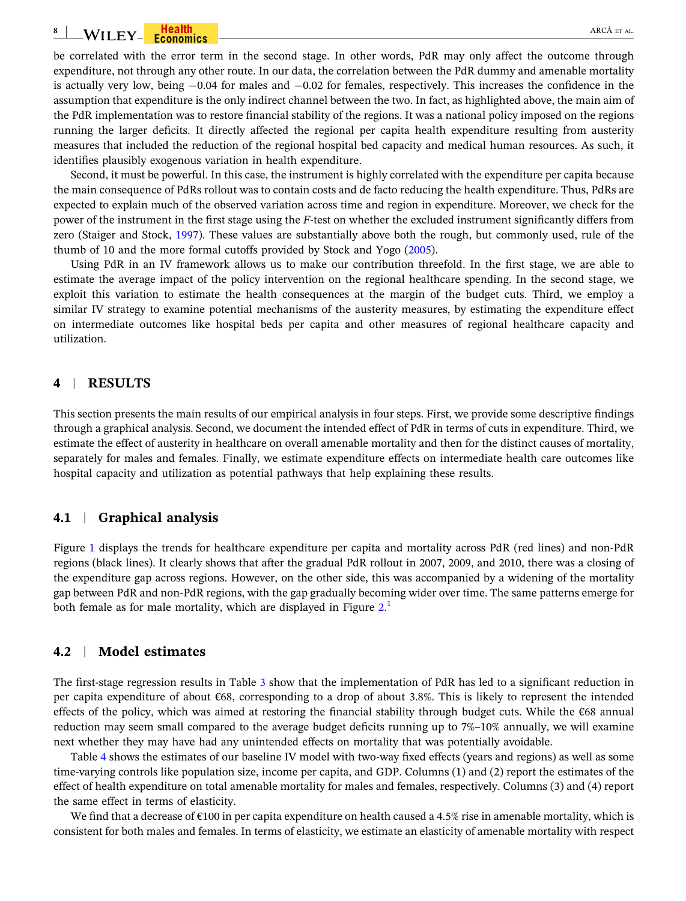be correlated with the error term in the second stage. In other words, PdR may only affect the outcome through expenditure, not through any other route. In our data, the correlation between the PdR dummy and amenable mortality is actually very low, being −0.04 for males and −0.02 for females, respectively. This increases the confidence in the assumption that expenditure is the only indirect channel between the two. In fact, as highlighted above, the main aim of the PdR implementation was to restore financial stability of the regions. It was a national policy imposed on the regions running the larger deficits. It directly affected the regional per capita health expenditure resulting from austerity measures that included the reduction of the regional hospital bed capacity and medical human resources. As such, it identifies plausibly exogenous variation in health expenditure.

Second, it must be powerful. In this case, the instrument is highly correlated with the expenditure per capita because the main consequence of PdRs rollout was to contain costs and de facto reducing the health expenditure. Thus, PdRs are expected to explain much of the observed variation across time and region in expenditure. Moreover, we check for the power of the instrument in the first stage using the *F*-test on whether the excluded instrument significantly differs from zero (Staiger and Stock, 1997). These values are substantially above both the rough, but commonly used, rule of the thumb of 10 and the more formal cutoffs provided by Stock and Yogo (2005).

Using PdR in an IV framework allows us to make our contribution threefold. In the first stage, we are able to estimate the average impact of the policy intervention on the regional healthcare spending. In the second stage, we exploit this variation to estimate the health consequences at the margin of the budget cuts. Third, we employ a similar IV strategy to examine potential mechanisms of the austerity measures, by estimating the expenditure effect on intermediate outcomes like hospital beds per capita and other measures of regional healthcare capacity and utilization.

## 4 | RESULTS

This section presents the main results of our empirical analysis in four steps. First, we provide some descriptive findings through a graphical analysis. Second, we document the intended effect of PdR in terms of cuts in expenditure. Third, we estimate the effect of austerity in healthcare on overall amenable mortality and then for the distinct causes of mortality, separately for males and females. Finally, we estimate expenditure effects on intermediate health care outcomes like hospital capacity and utilization as potential pathways that help explaining these results.

### 4.1 | Graphical analysis

Figure 1 displays the trends for healthcare expenditure per capita and mortality across PdR (red lines) and non-PdR regions (black lines). It clearly shows that after the gradual PdR rollout in 2007, 2009, and 2010, there was a closing of the expenditure gap across regions. However, on the other side, this was accompanied by a widening of the mortality gap between PdR and non-PdR regions, with the gap gradually becoming wider over time. The same patterns emerge for both female as for male mortality, which are displayed in Figure 2.[1]

### 4.2 | Model estimates

The first-stage regression results in Table 3 show that the implementation of PdR has led to a significant reduction in per capita expenditure of about €68, corresponding to a drop of about 3.8%. This is likely to represent the intended effects of the policy, which was aimed at restoring the financial stability through budget cuts. While the €68 annual reduction may seem small compared to the average budget deficits running up to 7%–10% annually, we will examine next whether they may have had any unintended effects on mortality that was potentially avoidable.

Table 4 shows the estimates of our baseline IV model with two-way fixed effects (years and regions) as well as some time-varying controls like population size, income per capita, and GDP. Columns (1) and (2) report the estimates of the effect of health expenditure on total amenable mortality for males and females, respectively. Columns (3) and (4) report the same effect in terms of elasticity.

We find that a decrease of €100 in per capita expenditure on health caused a 4.5% rise in amenable mortality, which is consistent for both males and females. In terms of elasticity, we estimate an elasticity of amenable mortality with respect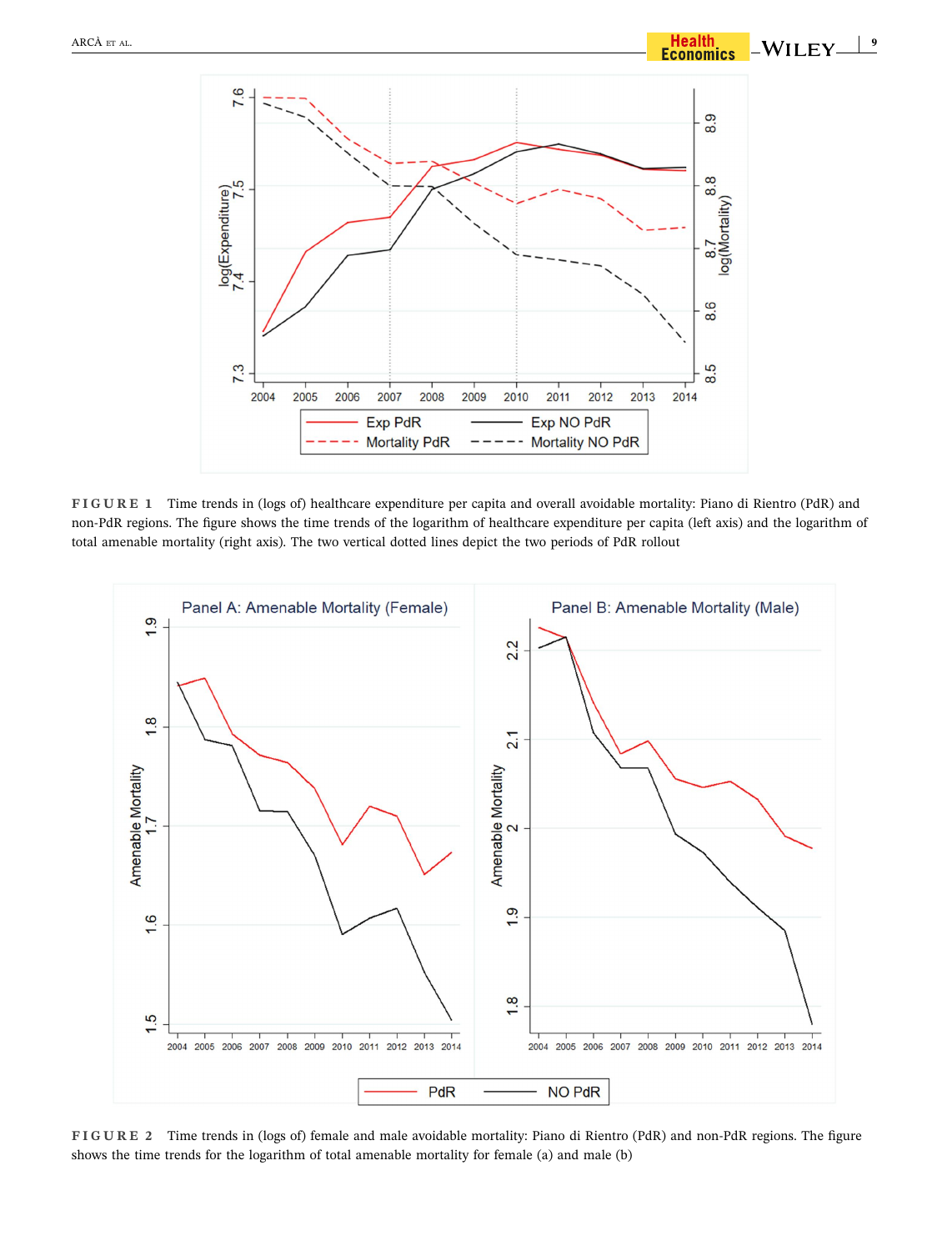**FIGURE 1** Time trends in (logs of) healthcare expenditure per capita and overall avoidable mortality: Piano di Rientro (PdR) and non-PdR regions. The figure shows the time trends of the logarithm of healthcare expenditure per capita (left axis) and the logarithm of total amenable mortality (right axis). The two vertical dotted lines depict the two periods of PdR rollout

**FIGURE 2** Time trends in (logs of) female and male avoidable mortality: Piano di Rientro (PdR) and non-PdR regions. The figure shows the time trends for the logarithm of total amenable mortality for female (a) and male (b)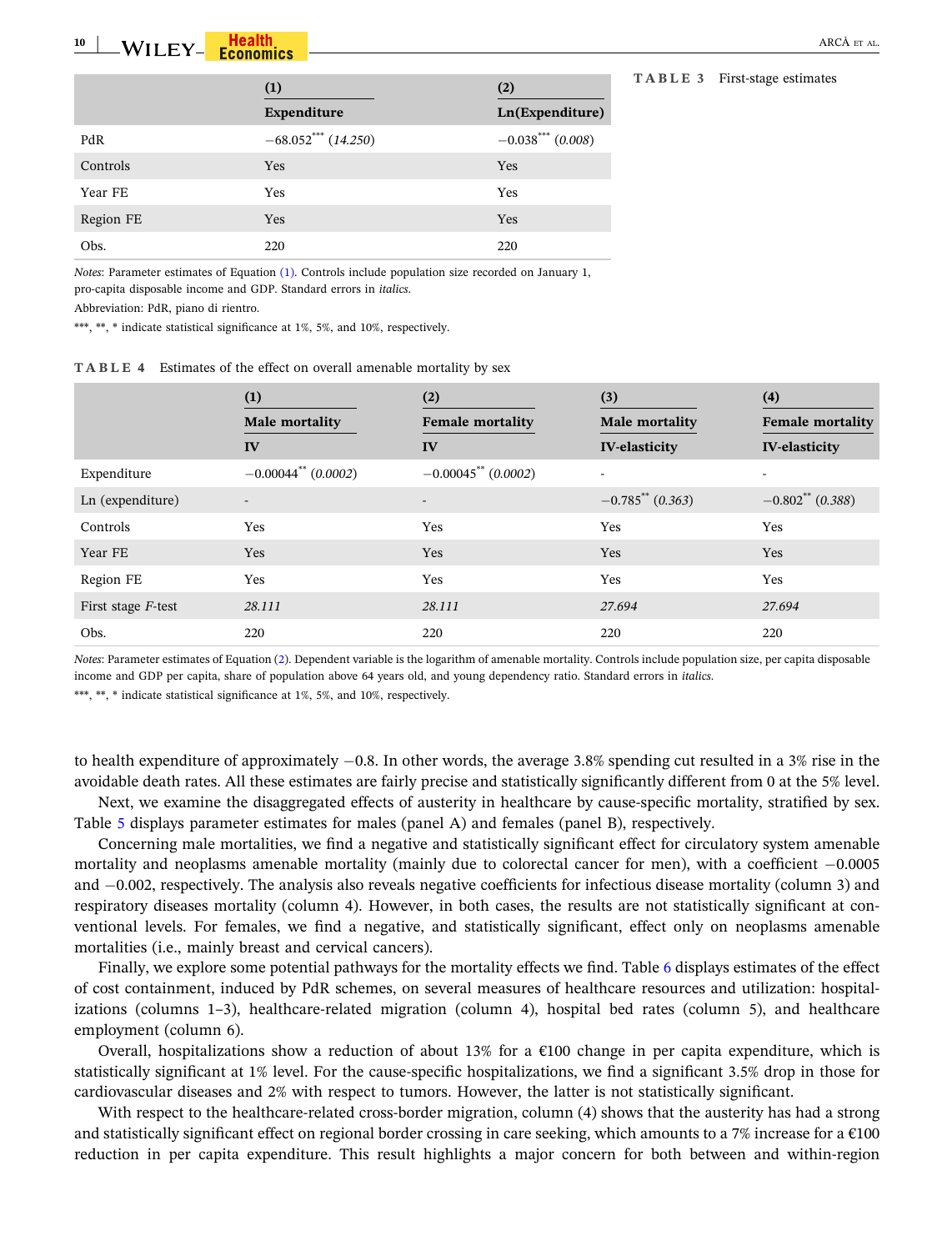**TABLE 3** First-stage estimates

| | (1) Expenditure | (2) Ln(Expenditure) |
|---|---|---|
| PdR | −68.052*** (*14.250*) | −0.038*** (*0.008*) |
| Controls | Yes | Yes |
| Year FE | Yes | Yes |
| Region FE | Yes | Yes |
| Obs. | 220 | 220 |

*Notes*: Parameter estimates of Equation (1). Controls include population size recorded on January 1, pro-capita disposable income and GDP. Standard errors in *italics*.

Abbreviation: PdR, piano di rientro.

***, **, * indicate statistical significance at 1%, 5%, and 10%, respectively.

**TABLE 4** Estimates of the effect on overall amenable mortality by sex

| | (1) Male mortality IV | (2) Female mortality IV | (3) Male mortality IV-elasticity | (4) Female mortality IV-elasticity |
|---|---|---|---|---|
| Expenditure | −0.00044** (*0.0002*) | −0.00045** (*0.0002*) | - | - |
| Ln (expenditure) | - | - | −0.785** (*0.363*) | −0.802** (*0.388*) |
| Controls | Yes | Yes | Yes | Yes |
| Year FE | Yes | Yes | Yes | Yes |
| Region FE | Yes | Yes | Yes | Yes |
| First stage *F*-test | *28.111* | *28.111* | *27.694* | *27.694* |
| Obs. | 220 | 220 | 220 | 220 |

*Notes*: Parameter estimates of Equation (2). Dependent variable is the logarithm of amenable mortality. Controls include population size, per capita disposable income and GDP per capita, share of population above 64 years old, and young dependency ratio. Standard errors in *italics*.

***, **, * indicate statistical significance at 1%, 5%, and 10%, respectively.

to health expenditure of approximately −0.8. In other words, the average 3.8% spending cut resulted in a 3% rise in the avoidable death rates. All these estimates are fairly precise and statistically significantly different from 0 at the 5% level.

Next, we examine the disaggregated effects of austerity in healthcare by cause-specific mortality, stratified by sex. Table 5 displays parameter estimates for males (panel A) and females (panel B), respectively.

Concerning male mortalities, we find a negative and statistically significant effect for circulatory system amenable mortality and neoplasms amenable mortality (mainly due to colorectal cancer for men), with a coefficient −0.0005 and −0.002, respectively. The analysis also reveals negative coefficients for infectious disease mortality (column 3) and respiratory diseases mortality (column 4). However, in both cases, the results are not statistically significant at conventional levels. For females, we find a negative, and statistically significant, effect only on neoplasms amenable mortalities (i.e., mainly breast and cervical cancers).

Finally, we explore some potential pathways for the mortality effects we find. Table 6 displays estimates of the effect of cost containment, induced by PdR schemes, on several measures of healthcare resources and utilization: hospitalizations (columns 1–3), healthcare-related migration (column 4), hospital bed rates (column 5), and healthcare employment (column 6).

Overall, hospitalizations show a reduction of about 13% for a €100 change in per capita expenditure, which is statistically significant at 1% level. For the cause-specific hospitalizations, we find a significant 3.5% drop in those for cardiovascular diseases and 2% with respect to tumors. However, the latter is not statistically significant.

With respect to the healthcare-related cross-border migration, column (4) shows that the austerity has had a strong and statistically significant effect on regional border crossing in care seeking, which amounts to a 7% increase for a €100 reduction in per capita expenditure. This result highlights a major concern for both between and within-region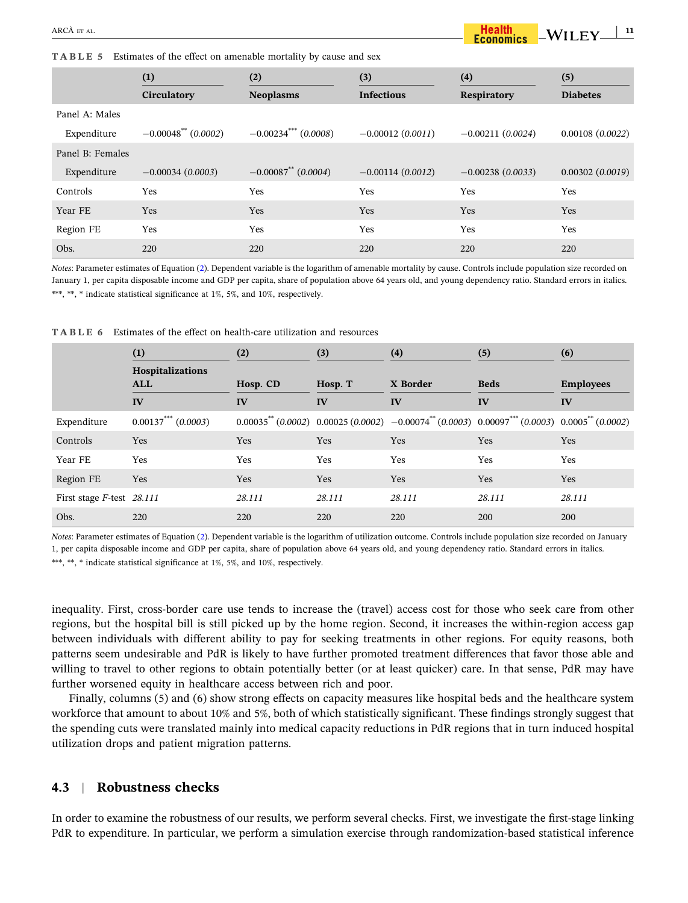**TABLE 5** Estimates of the effect on amenable mortality by cause and sex

| | (1) Circulatory | (2) Neoplasms | (3) Infectious | (4) Respiratory | (5) Diabetes |
|---|---|---|---|---|---|
| Panel A: Males | | | | | |
| Expenditure | −0.00048** (*0.0002*) | −0.00234*** (*0.0008*) | −0.00012 (*0.0011*) | −0.00211 (*0.0024*) | 0.00108 (*0.0022*) |
| Panel B: Females | | | | | |
| Expenditure | −0.00034 (*0.0003*) | −0.00087** (*0.0004*) | −0.00114 (*0.0012*) | −0.00238 (*0.0033*) | 0.00302 (*0.0019*) |
| Controls | Yes | Yes | Yes | Yes | Yes |
| Year FE | Yes | Yes | Yes | Yes | Yes |
| Region FE | Yes | Yes | Yes | Yes | Yes |
| Obs. | 220 | 220 | 220 | 220 | 220 |

*Notes*: Parameter estimates of Equation (2). Dependent variable is the logarithm of amenable mortality by cause. Controls include population size recorded on January 1, per capita disposable income and GDP per capita, share of population above 64 years old, and young dependency ratio. Standard errors in italics. ***, **, * indicate statistical significance at 1%, 5%, and 10%, respectively.

**TABLE 6** Estimates of the effect on health-care utilization and resources

| | (1) | (2) | (3) | (4) | (5) | (6) |
|---|---|---|---|---|---|---|
| | Hospitalizations ALL | Hosp. CD | Hosp. T | X Border | Beds | Employees |
| | IV | IV | IV | IV | IV | IV |
| Expenditure | 0.00137*** (*0.0003*) | 0.00035** (*0.0002*) | 0.00025 (*0.0002*) | −0.00074** (*0.0003*) | 0.00097*** (*0.0003*) | 0.0005** (*0.0002*) |
| Controls | Yes | Yes | Yes | Yes | Yes | Yes |
| Year FE | Yes | Yes | Yes | Yes | Yes | Yes |
| Region FE | Yes | Yes | Yes | Yes | Yes | Yes |
| First stage $F$-test | *28.111* | *28.111* | *28.111* | *28.111* | *28.111* | *28.111* |
| Obs. | 220 | 220 | 220 | 220 | 200 | 200 |

*Notes*: Parameter estimates of Equation (2). Dependent variable is the logarithm of utilization outcome. Controls include population size recorded on January 1, per capita disposable income and GDP per capita, share of population above 64 years old, and young dependency ratio. Standard errors in italics. ***, **, * indicate statistical significance at 1%, 5%, and 10%, respectively.

inequality. First, cross-border care use tends to increase the (travel) access cost for those who seek care from other regions, but the hospital bill is still picked up by the home region. Second, it increases the within-region access gap between individuals with different ability to pay for seeking treatments in other regions. For equity reasons, both patterns seem undesirable and PdR is likely to have further promoted treatment differences that favor those able and willing to travel to other regions to obtain potentially better (or at least quicker) care. In that sense, PdR may have further worsened equity in healthcare access between rich and poor.

Finally, columns (5) and (6) show strong effects on capacity measures like hospital beds and the healthcare system workforce that amount to about 10% and 5%, both of which statistically significant. These findings strongly suggest that the spending cuts were translated mainly into medical capacity reductions in PdR regions that in turn induced hospital utilization drops and patient migration patterns.

## 4.3 | Robustness checks

In order to examine the robustness of our results, we perform several checks. First, we investigate the first-stage linking PdR to expenditure. In particular, we perform a simulation exercise through randomization-based statistical inference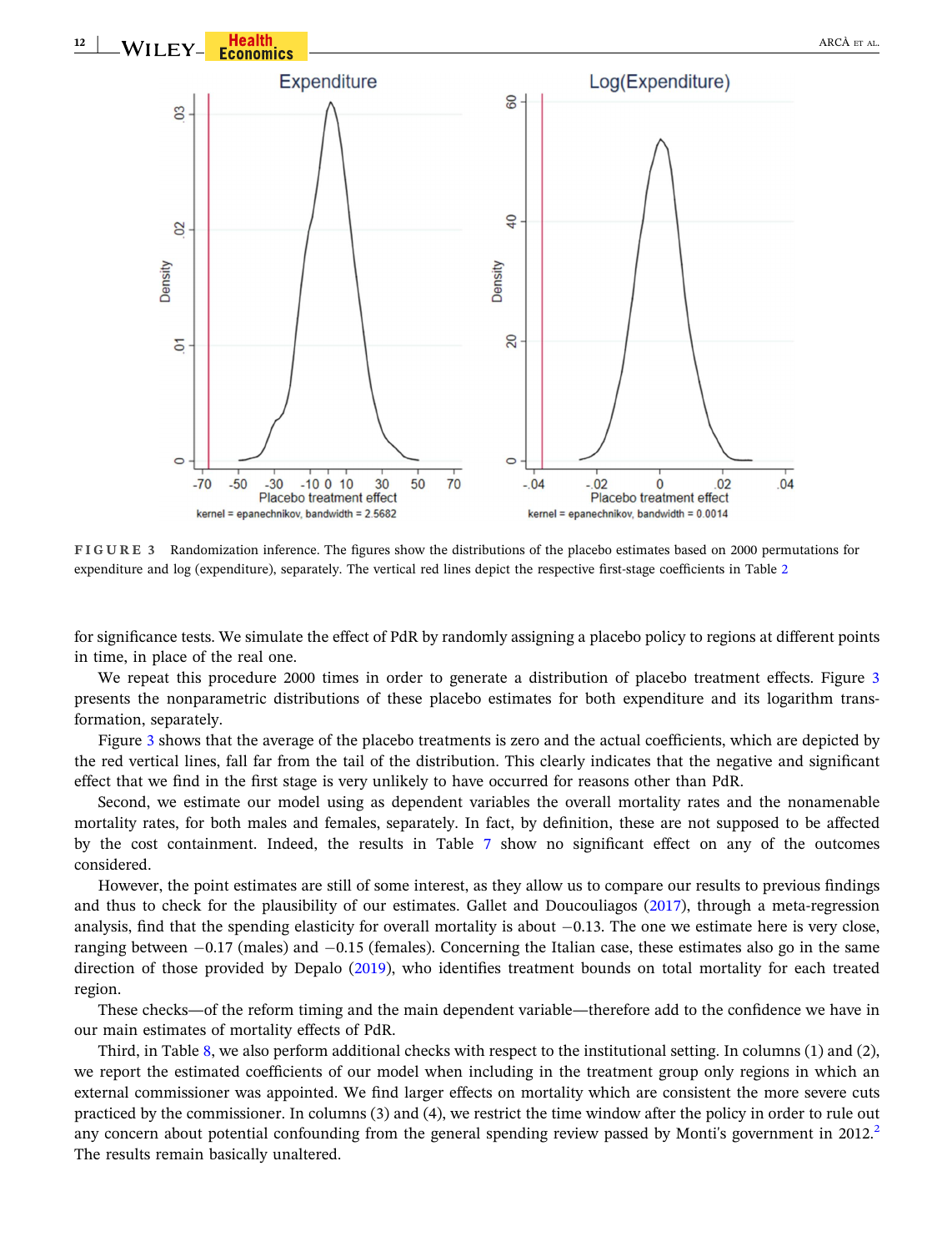FIGURE 3 Randomization inference. The figures show the distributions of the placebo estimates based on 2000 permutations for expenditure and log (expenditure), separately. The vertical red lines depict the respective first-stage coefficients in Table 2

for significance tests. We simulate the effect of PdR by randomly assigning a placebo policy to regions at different points in time, in place of the real one.

We repeat this procedure 2000 times in order to generate a distribution of placebo treatment effects. Figure 3 presents the nonparametric distributions of these placebo estimates for both expenditure and its logarithm transformation, separately.

Figure 3 shows that the average of the placebo treatments is zero and the actual coefficients, which are depicted by the red vertical lines, fall far from the tail of the distribution. This clearly indicates that the negative and significant effect that we find in the first stage is very unlikely to have occurred for reasons other than PdR.

Second, we estimate our model using as dependent variables the overall mortality rates and the nonamenable mortality rates, for both males and females, separately. In fact, by definition, these are not supposed to be affected by the cost containment. Indeed, the results in Table 7 show no significant effect on any of the outcomes considered.

However, the point estimates are still of some interest, as they allow us to compare our results to previous findings and thus to check for the plausibility of our estimates. Gallet and Doucouliagos (2017), through a meta-regression analysis, find that the spending elasticity for overall mortality is about −0.13. The one we estimate here is very close, ranging between −0.17 (males) and −0.15 (females). Concerning the Italian case, these estimates also go in the same direction of those provided by Depalo (2019), who identifies treatment bounds on total mortality for each treated region.

These checks—of the reform timing and the main dependent variable—therefore add to the confidence we have in our main estimates of mortality effects of PdR.

Third, in Table 8, we also perform additional checks with respect to the institutional setting. In columns (1) and (2), we report the estimated coefficients of our model when including in the treatment group only regions in which an external commissioner was appointed. We find larger effects on mortality which are consistent the more severe cuts practiced by the commissioner. In columns (3) and (4), we restrict the time window after the policy in order to rule out any concern about potential confounding from the general spending review passed by Monti's government in 2012.[2] The results remain basically unaltered.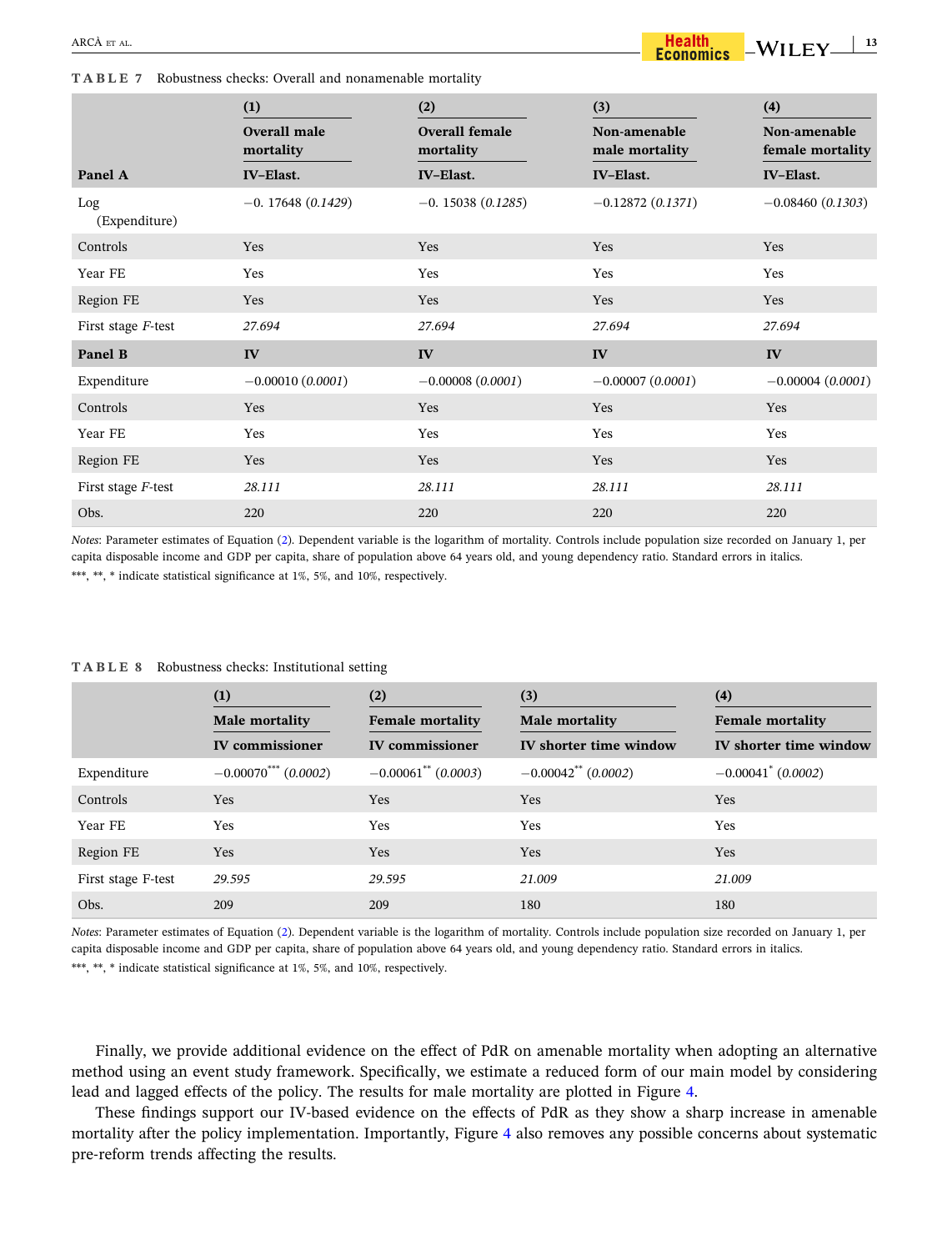**TABLE 7** Robustness checks: Overall and nonamenable mortality

| | (1) | (2) | (3) | (4) |
|---|---|---|---|---|
| | Overall male mortality | Overall female mortality | Non-amenable male mortality | Non-amenable female mortality |
| **Panel A** | **IV–Elast.** | **IV–Elast.** | **IV–Elast.** | **IV–Elast.** |
| Log (Expenditure) | −0. 17648 (*0.1429*) | −0. 15038 (*0.1285*) | −0.12872 (*0.1371*) | −0.08460 (*0.1303*) |
| Controls | Yes | Yes | Yes | Yes |
| Year FE | Yes | Yes | Yes | Yes |
| Region FE | Yes | Yes | Yes | Yes |
| First stage *F*-test | *27.694* | *27.694* | *27.694* | *27.694* |
| **Panel B** | **IV** | **IV** | **IV** | **IV** |
| Expenditure | −0.00010 (*0.0001*) | −0.00008 (*0.0001*) | −0.00007 (*0.0001*) | −0.00004 (*0.0001*) |
| Controls | Yes | Yes | Yes | Yes |
| Year FE | Yes | Yes | Yes | Yes |
| Region FE | Yes | Yes | Yes | Yes |
| First stage *F*-test | *28.111* | *28.111* | *28.111* | *28.111* |
| Obs. | 220 | 220 | 220 | 220 |

*Notes*: Parameter estimates of Equation (2). Dependent variable is the logarithm of mortality. Controls include population size recorded on January 1, per capita disposable income and GDP per capita, share of population above 64 years old, and young dependency ratio. Standard errors in italics.

***, **, * indicate statistical significance at 1%, 5%, and 10%, respectively.

**TABLE 8** Robustness checks: Institutional setting

| | (1) | (2) | (3) | (4) |
|---|---|---|---|---|
| | Male mortality | Female mortality | Male mortality | Female mortality |
| | IV commissioner | IV commissioner | IV shorter time window | IV shorter time window |
| Expenditure | −0.00070*** (*0.0002*) | −0.00061** (*0.0003*) | −0.00042** (*0.0002*) | −0.00041* (*0.0002*) |
| Controls | Yes | Yes | Yes | Yes |
| Year FE | Yes | Yes | Yes | Yes |
| Region FE | Yes | Yes | Yes | Yes |
| First stage F-test | *29.595* | *29.595* | *21.009* | *21.009* |
| Obs. | 209 | 209 | 180 | 180 |

*Notes*: Parameter estimates of Equation (2). Dependent variable is the logarithm of mortality. Controls include population size recorded on January 1, per capita disposable income and GDP per capita, share of population above 64 years old, and young dependency ratio. Standard errors in italics.

***, **, * indicate statistical significance at 1%, 5%, and 10%, respectively.

Finally, we provide additional evidence on the effect of PdR on amenable mortality when adopting an alternative method using an event study framework. Specifically, we estimate a reduced form of our main model by considering lead and lagged effects of the policy. The results for male mortality are plotted in Figure 4.

These findings support our IV-based evidence on the effects of PdR as they show a sharp increase in amenable mortality after the policy implementation. Importantly, Figure 4 also removes any possible concerns about systematic pre-reform trends affecting the results.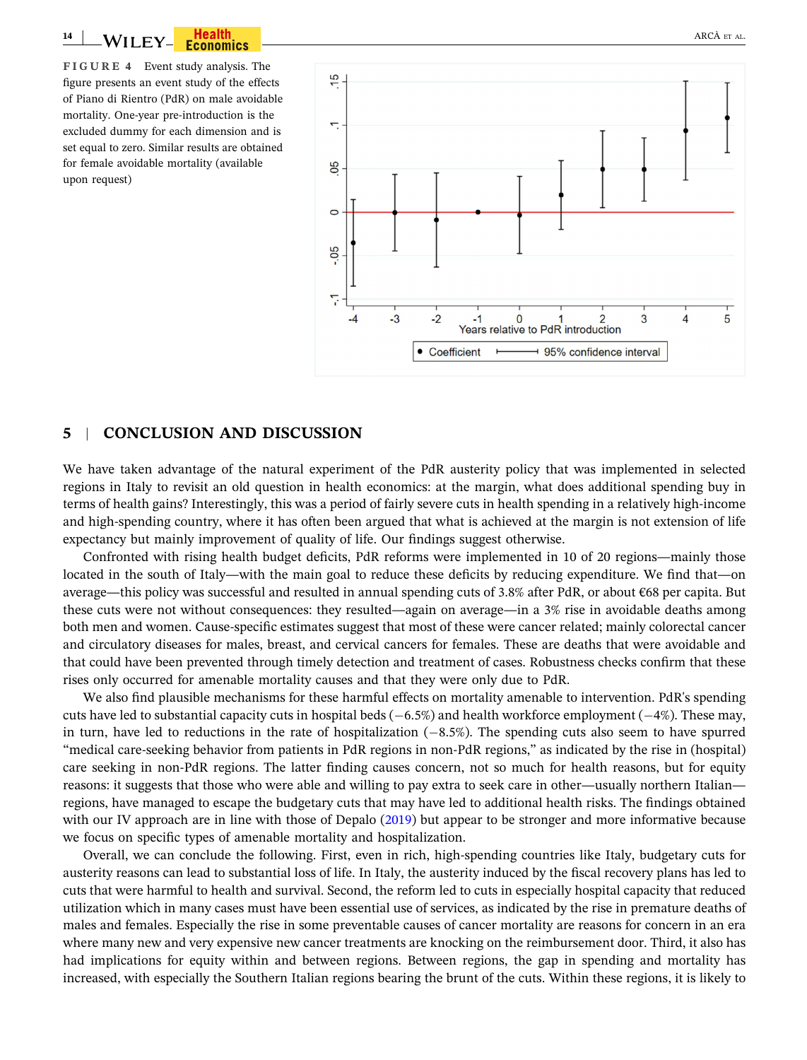**FIGURE 4** Event study analysis. The figure presents an event study of the effects of Piano di Rientro (PdR) on male avoidable mortality. One-year pre-introduction is the excluded dummy for each dimension and is set equal to zero. Similar results are obtained for female avoidable mortality (available upon request)

## 5 | CONCLUSION AND DISCUSSION

We have taken advantage of the natural experiment of the PdR austerity policy that was implemented in selected regions in Italy to revisit an old question in health economics: at the margin, what does additional spending buy in terms of health gains? Interestingly, this was a period of fairly severe cuts in health spending in a relatively high-income and high-spending country, where it has often been argued that what is achieved at the margin is not extension of life expectancy but mainly improvement of quality of life. Our findings suggest otherwise.

Confronted with rising health budget deficits, PdR reforms were implemented in 10 of 20 regions—mainly those located in the south of Italy—with the main goal to reduce these deficits by reducing expenditure. We find that—on average—this policy was successful and resulted in annual spending cuts of 3.8% after PdR, or about €68 per capita. But these cuts were not without consequences: they resulted—again on average—in a 3% rise in avoidable deaths among both men and women. Cause-specific estimates suggest that most of these were cancer related; mainly colorectal cancer and circulatory diseases for males, breast, and cervical cancers for females. These are deaths that were avoidable and that could have been prevented through timely detection and treatment of cases. Robustness checks confirm that these rises only occurred for amenable mortality causes and that they were only due to PdR.

We also find plausible mechanisms for these harmful effects on mortality amenable to intervention. PdR's spending cuts have led to substantial capacity cuts in hospital beds (−6.5%) and health workforce employment (−4%). These may, in turn, have led to reductions in the rate of hospitalization (−8.5%). The spending cuts also seem to have spurred "medical care-seeking behavior from patients in PdR regions in non-PdR regions," as indicated by the rise in (hospital) care seeking in non-PdR regions. The latter finding causes concern, not so much for health reasons, but for equity reasons: it suggests that those who were able and willing to pay extra to seek care in other—usually northern Italian—regions, have managed to escape the budgetary cuts that may have led to additional health risks. The findings obtained with our IV approach are in line with those of Depalo (2019) but appear to be stronger and more informative because we focus on specific types of amenable mortality and hospitalization.

Overall, we can conclude the following. First, even in rich, high-spending countries like Italy, budgetary cuts for austerity reasons can lead to substantial loss of life. In Italy, the austerity induced by the fiscal recovery plans has led to cuts that were harmful to health and survival. Second, the reform led to cuts in especially hospital capacity that reduced utilization which in many cases must have been essential use of services, as indicated by the rise in premature deaths of males and females. Especially the rise in some preventable causes of cancer mortality are reasons for concern in an era where many new and very expensive new cancer treatments are knocking on the reimbursement door. Third, it also has had implications for equity within and between regions. Between regions, the gap in spending and mortality has increased, with especially the Southern Italian regions bearing the brunt of the cuts. Within these regions, it is likely to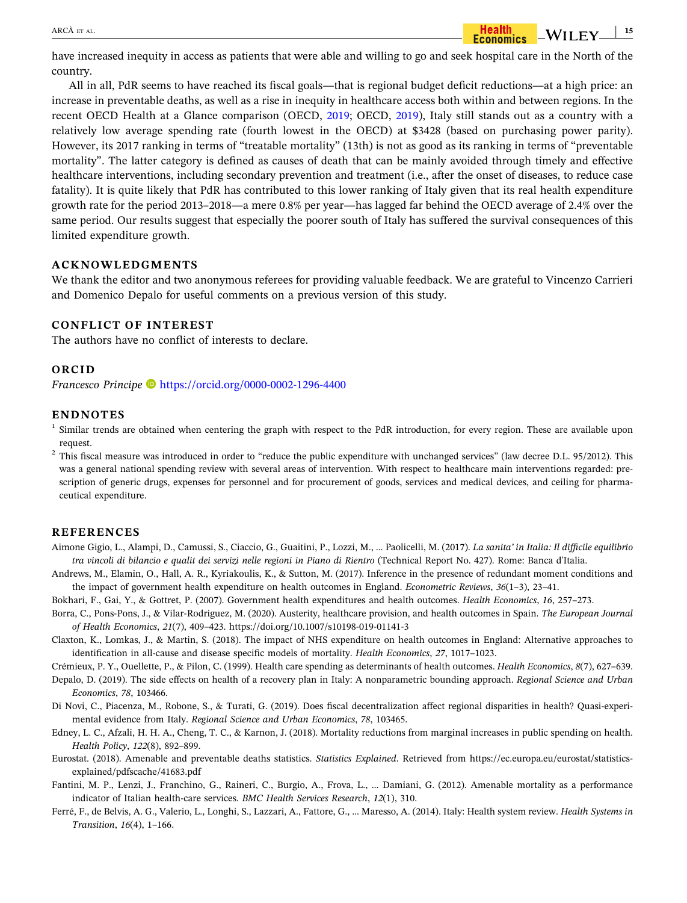have increased inequity in access as patients that were able and willing to go and seek hospital care in the North of the country.

All in all, PdR seems to have reached its fiscal goals—that is regional budget deficit reductions—at a high price: an increase in preventable deaths, as well as a rise in inequity in healthcare access both within and between regions. In the recent OECD Health at a Glance comparison (OECD, 2019; OECD, 2019), Italy still stands out as a country with a relatively low average spending rate (fourth lowest in the OECD) at $3428 (based on purchasing power parity). However, its 2017 ranking in terms of "treatable mortality" (13th) is not as good as its ranking in terms of "preventable mortality". The latter category is defined as causes of death that can be mainly avoided through timely and effective healthcare interventions, including secondary prevention and treatment (i.e., after the onset of diseases, to reduce case fatality). It is quite likely that PdR has contributed to this lower ranking of Italy given that its real health expenditure growth rate for the period 2013–2018—a mere 0.8% per year—has lagged far behind the OECD average of 2.4% over the same period. Our results suggest that especially the poorer south of Italy has suffered the survival consequences of this limited expenditure growth.

## ACKNOWLEDGMENTS

We thank the editor and two anonymous referees for providing valuable feedback. We are grateful to Vincenzo Carrieri and Domenico Depalo for useful comments on a previous version of this study.

## CONFLICT OF INTEREST

The authors have no conflict of interests to declare.

## ORCID

*Francesco Principe* https://orcid.org/0000-0002-1296-4400

## ENDNOTES

[1] Similar trends are obtained when centering the graph with respect to the PdR introduction, for every region. These are available upon request.

[2] This fiscal measure was introduced in order to "reduce the public expenditure with unchanged services" (law decree D.L. 95/2012). This was a general national spending review with several areas of intervention. With respect to healthcare main interventions regarded: prescription of generic drugs, expenses for personnel and for procurement of goods, services and medical devices, and ceiling for pharmaceutical expenditure.

## REFERENCES

Aimone Gigio, L., Alampi, D., Camussi, S., Ciaccio, G., Guaitini, P., Lozzi, M., … Paolicelli, M. (2017). *La sanita' in Italia: Il difficile equilibrio tra vincoli di bilancio e qualit dei servizi nelle regioni in Piano di Rientro* (Technical Report No. 427). Rome: Banca d'Italia.

Andrews, M., Elamin, O., Hall, A. R., Kyriakoulis, K., & Sutton, M. (2017). Inference in the presence of redundant moment conditions and the impact of government health expenditure on health outcomes in England. *Econometric Reviews*, *36*(1–3), 23–41.

Bokhari, F., Gai, Y., & Gottret, P. (2007). Government health expenditures and health outcomes. *Health Economics*, *16*, 257–273.

Borra, C., Pons-Pons, J., & Vilar-Rodriguez, M. (2020). Austerity, healthcare provision, and health outcomes in Spain. *The European Journal of Health Economics*, *21*(7), 409–423. https://doi.org/10.1007/s10198-019-01141-3

Claxton, K., Lomkas, J., & Martin, S. (2018). The impact of NHS expenditure on health outcomes in England: Alternative approaches to identification in all-cause and disease specific models of mortality. *Health Economics*, *27*, 1017–1023.

Crémieux, P. Y., Ouellette, P., & Pilon, C. (1999). Health care spending as determinants of health outcomes. *Health Economics*, *8*(7), 627–639.

Depalo, D. (2019). The side effects on health of a recovery plan in Italy: A nonparametric bounding approach. *Regional Science and Urban Economics*, *78*, 103466.

Di Novi, C., Piacenza, M., Robone, S., & Turati, G. (2019). Does fiscal decentralization affect regional disparities in health? Quasi-experimental evidence from Italy. *Regional Science and Urban Economics*, *78*, 103465.

Edney, L. C., Afzali, H. H. A., Cheng, T. C., & Karnon, J. (2018). Mortality reductions from marginal increases in public spending on health. *Health Policy*, *122*(8), 892–899.

Eurostat. (2018). Amenable and preventable deaths statistics. *Statistics Explained*. Retrieved from https://ec.europa.eu/eurostat/statistics-explained/pdfscache/41683.pdf

Fantini, M. P., Lenzi, J., Franchino, G., Raineri, C., Burgio, A., Frova, L., … Damiani, G. (2012). Amenable mortality as a performance indicator of Italian health-care services. *BMC Health Services Research*, *12*(1), 310.

Ferré, F., de Belvis, A. G., Valerio, L., Longhi, S., Lazzari, A., Fattore, G., … Maresso, A. (2014). Italy: Health system review. *Health Systems in Transition*, *16*(4), 1–166.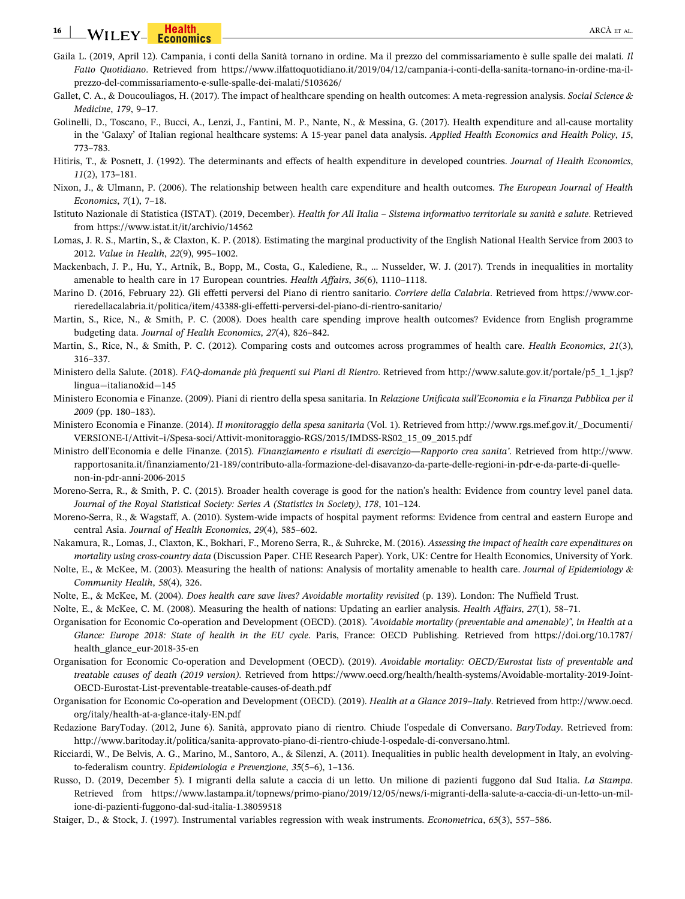Gaila L. (2019, April 12). Campania, i conti della Sanità tornano in ordine. Ma il prezzo del commissariamento è sulle spalle dei malati. *Il Fatto Quotidiano*. Retrieved from https://www.ilfattoquotidiano.it/2019/04/12/campania-i-conti-della-sanita-tornano-in-ordine-ma-il-prezzo-del-commissariamento-e-sulle-spalle-dei-malati/5103626/

Gallet, C. A., & Doucouliagos, H. (2017). The impact of healthcare spending on health outcomes: A meta-regression analysis. *Social Science & Medicine*, *179*, 9–17.

Golinelli, D., Toscano, F., Bucci, A., Lenzi, J., Fantini, M. P., Nante, N., & Messina, G. (2017). Health expenditure and all-cause mortality in the 'Galaxy' of Italian regional healthcare systems: A 15-year panel data analysis. *Applied Health Economics and Health Policy*, *15*, 773–783.

Hitiris, T., & Posnett, J. (1992). The determinants and effects of health expenditure in developed countries. *Journal of Health Economics*, *11*(2), 173–181.

Nixon, J., & Ulmann, P. (2006). The relationship between health care expenditure and health outcomes. *The European Journal of Health Economics*, *7*(1), 7–18.

Istituto Nazionale di Statistica (ISTAT). (2019, December). *Health for All Italia – Sistema informativo territoriale su sanità e salute*. Retrieved from https://www.istat.it/it/archivio/14562

Lomas, J. R. S., Martin, S., & Claxton, K. P. (2018). Estimating the marginal productivity of the English National Health Service from 2003 to 2012. *Value in Health*, *22*(9), 995–1002.

Mackenbach, J. P., Hu, Y., Artnik, B., Bopp, M., Costa, G., Kalediene, R., … Nusselder, W. J. (2017). Trends in inequalities in mortality amenable to health care in 17 European countries. *Health Affairs*, *36*(6), 1110–1118.

Marino D. (2016, February 22). Gli effetti perversi del Piano di rientro sanitario. *Corriere della Calabria*. Retrieved from https://www.corrieredellacalabria.it/politica/item/43388-gli-effetti-perversi-del-piano-di-rientro-sanitario/

Martin, S., Rice, N., & Smith, P. C. (2008). Does health care spending improve health outcomes? Evidence from English programme budgeting data. *Journal of Health Economics*, *27*(4), 826–842.

Martin, S., Rice, N., & Smith, P. C. (2012). Comparing costs and outcomes across programmes of health care. *Health Economics*, *21*(3), 316–337.

Ministero della Salute. (2018). *FAQ-domande più frequenti sui Piani di Rientro*. Retrieved from http://www.salute.gov.it/portale/p5_1_1.jsp?lingua=italiano&id=145

Ministero Economia e Finanze. (2009). Piani di rientro della spesa sanitaria. In *Relazione Unificata sull'Economia e la Finanza Pubblica per il 2009* (pp. 180–183).

Ministero Economia e Finanze. (2014). *Il monitoraggio della spesa sanitaria* (Vol. 1). Retrieved from http://www.rgs.mef.gov.it/_Documenti/VERSIONE-I/Attivit--i/Spesa-soci/Attivit-monitoraggio-RGS/2015/IMDSS-RS02_15_09_2015.pdf

Ministro dell'Economia e delle Finanze. (2015). *Finanziamento e risultati di esercizio—Rapporto crea sanita'*. Retrieved from http://www.rapportosanita.it/finanziamento/21-189/contributo-alla-formazione-del-disavanzo-da-parte-delle-regioni-in-pdr-e-da-parte-di-quelle-non-in-pdr-anni-2006-2015

Moreno-Serra, R., & Smith, P. C. (2015). Broader health coverage is good for the nation's health: Evidence from country level panel data. *Journal of the Royal Statistical Society: Series A (Statistics in Society)*, *178*, 101–124.

Moreno-Serra, R., & Wagstaff, A. (2010). System-wide impacts of hospital payment reforms: Evidence from central and eastern Europe and central Asia. *Journal of Health Economics*, *29*(4), 585–602.

Nakamura, R., Lomas, J., Claxton, K., Bokhari, F., Moreno Serra, R., & Suhrcke, M. (2016). *Assessing the impact of health care expenditures on mortality using cross-country data* (Discussion Paper. CHE Research Paper). York, UK: Centre for Health Economics, University of York.

Nolte, E., & McKee, M. (2003). Measuring the health of nations: Analysis of mortality amenable to health care. *Journal of Epidemiology & Community Health*, *58*(4), 326.

Nolte, E., & McKee, M. (2004). *Does health care save lives? Avoidable mortality revisited* (p. 139). London: The Nuffield Trust.

Nolte, E., & McKee, C. M. (2008). Measuring the health of nations: Updating an earlier analysis. *Health Affairs*, *27*(1), 58–71.

Organisation for Economic Co-operation and Development (OECD). (2018). *"Avoidable mortality (preventable and amenable)", in Health at a Glance: Europe 2018: State of health in the EU cycle*. Paris, France: OECD Publishing. Retrieved from https://doi.org/10.1787/health_glance_eur-2018-35-en

Organisation for Economic Co-operation and Development (OECD). (2019). *Avoidable mortality: OECD/Eurostat lists of preventable and treatable causes of death (2019 version)*. Retrieved from https://www.oecd.org/health/health-systems/Avoidable-mortality-2019-Joint-OECD-Eurostat-List-preventable-treatable-causes-of-death.pdf

Organisation for Economic Co-operation and Development (OECD). (2019). *Health at a Glance 2019–Italy*. Retrieved from http://www.oecd.org/italy/health-at-a-glance-italy-EN.pdf

Redazione BaryToday. (2012, June 6). Sanità, approvato piano di rientro. Chiude l'ospedale di Conversano. *BaryToday*. Retrieved from: http://www.baritoday.it/politica/sanita-approvato-piano-di-rientro-chiude-l-ospedale-di-conversano.html.

Ricciardi, W., De Belvis, A. G., Marino, M., Santoro, A., & Silenzi, A. (2011). Inequalities in public health development in Italy, an evolving-to-federalism country. *Epidemiologia e Prevenzione*, *35*(5–6), 1–136.

Russo, D. (2019, December 5). I migranti della salute a caccia di un letto. Un milione di pazienti fuggono dal Sud Italia. *La Stampa*. Retrieved from https://www.lastampa.it/topnews/primo-piano/2019/12/05/news/i-migranti-della-salute-a-caccia-di-un-letto-un-milione-di-pazienti-fuggono-dal-sud-italia-1.38059518

Staiger, D., & Stock, J. (1997). Instrumental variables regression with weak instruments. *Econometrica*, *65*(3), 557–586.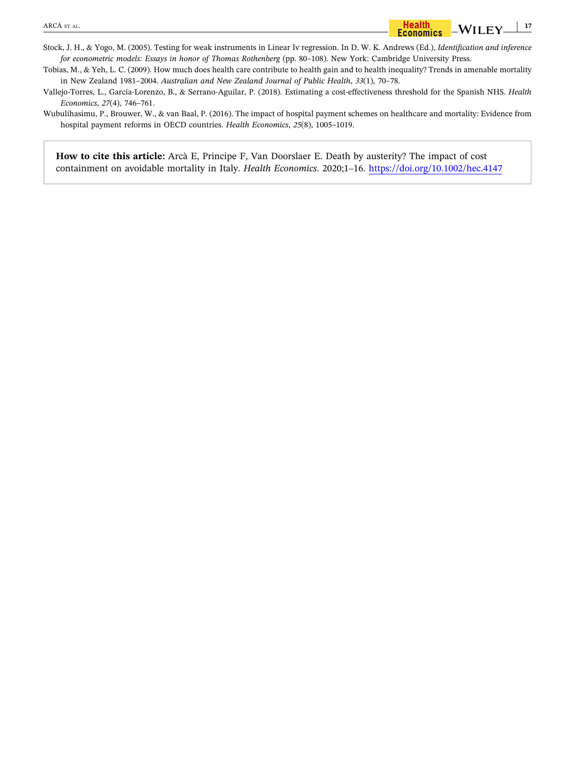Stock, J. H., & Yogo, M. (2005). Testing for weak instruments in Linear Iv regression. In D. W. K. Andrews (Ed.), *Identification and inference for econometric models: Essays in honor of Thomas Rothenberg* (pp. 80–108). New York: Cambridge University Press.

Tobias, M., & Yeh, L. C. (2009). How much does health care contribute to health gain and to health inequality? Trends in amenable mortality in New Zealand 1981–2004. *Australian and New Zealand Journal of Public Health*, *33*(1), 70–78.

Vallejo-Torres, L., García-Lorenzo, B., & Serrano-Aguilar, P. (2018). Estimating a cost-effectiveness threshold for the Spanish NHS. *Health Economics*, *27*(4), 746–761.

Wubulihasimu, P., Brouwer, W., & van Baal, P. (2016). The impact of hospital payment schemes on healthcare and mortality: Evidence from hospital payment reforms in OECD countries. *Health Economics*, *25*(8), 1005–1019.

**How to cite this article:** Arcà E, Principe F, Van Doorslaer E. Death by austerity? The impact of cost containment on avoidable mortality in Italy. *Health Economics*. 2020;1–16. https://doi.org/10.1002/hec.4147